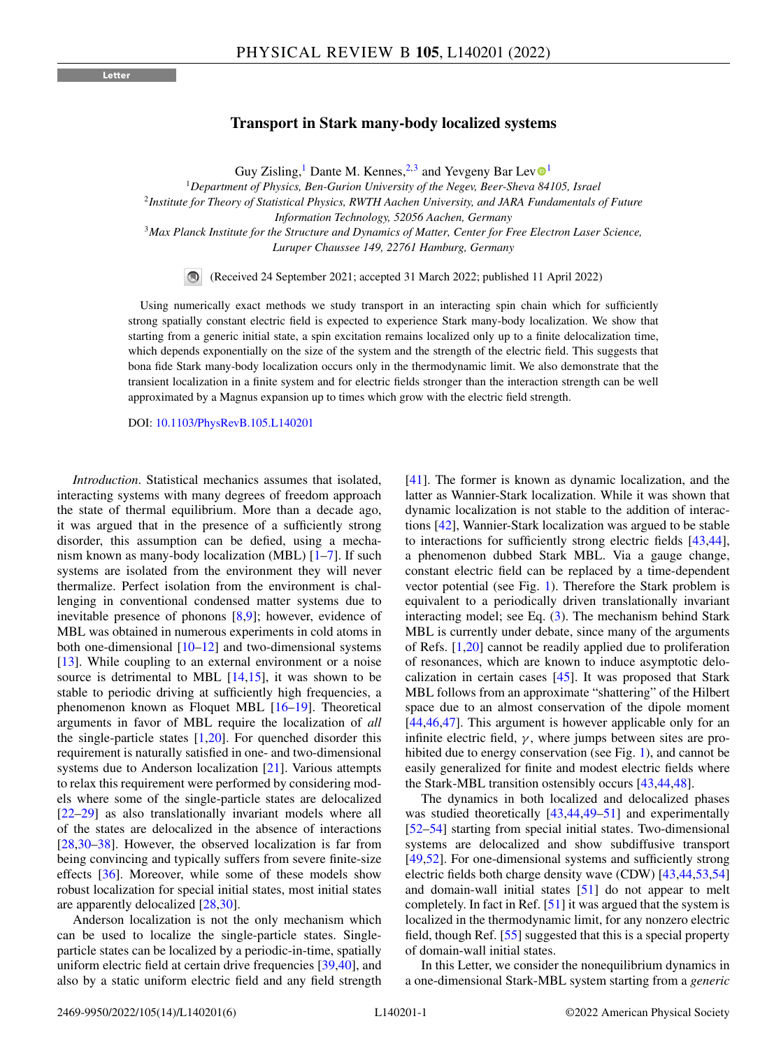Letter

# Transport in Stark many-body localized systems

Guy Zisling,[1] Dante M. Kennes,[2,3] and Yevgeny Bar Lev[1]

[1]*Department of Physics, Ben-Gurion University of the Negev, Beer-Sheva 84105, Israel*
[2]*Institute for Theory of Statistical Physics, RWTH Aachen University, and JARA Fundamentals of Future Information Technology, 52056 Aachen, Germany*
[3]*Max Planck Institute for the Structure and Dynamics of Matter, Center for Free Electron Laser Science, Luruper Chaussee 149, 22761 Hamburg, Germany*

(Received 24 September 2021; accepted 31 March 2022; published 11 April 2022)

Using numerically exact methods we study transport in an interacting spin chain which for sufficiently strong spatially constant electric field is expected to experience Stark many-body localization. We show that starting from a generic initial state, a spin excitation remains localized only up to a finite delocalization time, which depends exponentially on the size of the system and the strength of the electric field. This suggests that bona fide Stark many-body localization occurs only in the thermodynamic limit. We also demonstrate that the transient localization in a finite system and for electric fields stronger than the interaction strength can be well approximated by a Magnus expansion up to times which grow with the electric field strength.

DOI: 10.1103/PhysRevB.105.L140201

*Introduction*. Statistical mechanics assumes that isolated, interacting systems with many degrees of freedom approach the state of thermal equilibrium. More than a decade ago, it was argued that in the presence of a sufficiently strong disorder, this assumption can be defied, using a mechanism known as many-body localization (MBL) [1–7]. If such systems are isolated from the environment they will never thermalize. Perfect isolation from the environment is challenging in conventional condensed matter systems due to inevitable presence of phonons [8,9]; however, evidence of MBL was obtained in numerous experiments in cold atoms in both one-dimensional [10–12] and two-dimensional systems [13]. While coupling to an external environment or a noise source is detrimental to MBL [14,15], it was shown to be stable to periodic driving at sufficiently high frequencies, a phenomenon known as Floquet MBL [16–19]. Theoretical arguments in favor of MBL require the localization of *all* the single-particle states [1,20]. For quenched disorder this requirement is naturally satisfied in one- and two-dimensional systems due to Anderson localization [21]. Various attempts to relax this requirement were performed by considering models where some of the single-particle states are delocalized [22–29] as also translationally invariant models where all of the states are delocalized in the absence of interactions [28,30–38]. However, the observed localization is far from being convincing and typically suffers from severe finite-size effects [36]. Moreover, while some of these models show robust localization for special initial states, most initial states are apparently delocalized [28,30].

Anderson localization is not the only mechanism which can be used to localize the single-particle states. Single-particle states can be localized by a periodic-in-time, spatially uniform electric field at certain drive frequencies [39,40], and also by a static uniform electric field and any field strength [41]. The former is known as dynamic localization, and the latter as Wannier-Stark localization. While it was shown that dynamic localization is not stable to the addition of interactions [42], Wannier-Stark localization was argued to be stable to interactions for sufficiently strong electric fields [43,44], a phenomenon dubbed Stark MBL. Via a gauge change, constant electric field can be replaced by a time-dependent vector potential (see Fig. 1). Therefore the Stark problem is equivalent to a periodically driven translationally invariant interacting model; see Eq. (3). The mechanism behind Stark MBL is currently under debate, since many of the arguments of Refs. [1,20] cannot be readily applied due to proliferation of resonances, which are known to induce asymptotic delocalization in certain cases [45]. It was proposed that Stark MBL follows from an approximate "shattering" of the Hilbert space due to an almost conservation of the dipole moment [44,46,47]. This argument is however applicable only for an infinite electric field, $\gamma$, where jumps between sites are prohibited due to energy conservation (see Fig. 1), and cannot be easily generalized for finite and modest electric fields where the Stark-MBL transition ostensibly occurs [43,44,48].

The dynamics in both localized and delocalized phases was studied theoretically [43,44,49–51] and experimentally [52–54] starting from special initial states. Two-dimensional systems are delocalized and show subdiffusive transport [49,52]. For one-dimensional systems and sufficiently strong electric fields both charge density wave (CDW) [43,44,53,54] and domain-wall initial states [51] do not appear to melt completely. In fact in Ref. [51] it was argued that the system is localized in the thermodynamic limit, for any nonzero electric field, though Ref. [55] suggested that this is a special property of domain-wall initial states.

In this Letter, we consider the nonequilibrium dynamics in a one-dimensional Stark-MBL system starting from a *generic*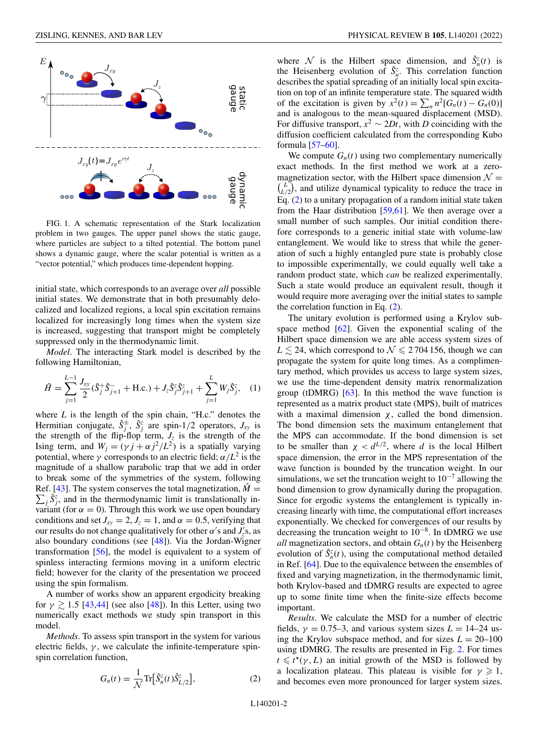FIG. 1. A schematic representation of the Stark localization problem in two gauges. The upper panel shows the static gauge, where particles are subject to a tilted potential. The bottom panel shows a dynamic gauge, where the scalar potential is written as a "vector potential," which produces time-dependent hopping.

initial state, which corresponds to an average over *all* possible initial states. We demonstrate that in both presumably delocalized and localized regions, a local spin excitation remains localized for increasingly long times when the system size is increased, suggesting that transport might be completely suppressed only in the thermodynamic limit.

*Model*. The interacting Stark model is described by the following Hamiltonian,

$$\hat{H} = \sum_{j=1}^{L-1} \frac{J_{xy}}{2}(\hat{S}_j^+ \hat{S}_{j+1}^- + \text{H.c.}) + J_z \hat{S}_j^z \hat{S}_{j+1}^z + \sum_{j=1}^{L} W_j \hat{S}_j^z, \quad (1)$$

where $L$ is the length of the spin chain, "H.c." denotes the Hermitian conjugate, $\hat{S}_j^{\pm}$, $\hat{S}_j^z$ are spin-1/2 operators, $J_{xy}$ is the strength of the flip-flop term, $J_z$ is the strength of the Ising term, and $W_j = (\gamma j + \alpha j^2/L^2)$ is a spatially varying potential, where $\gamma$ corresponds to an electric field; $\alpha/L^2$ is the magnitude of a shallow parabolic trap that we add in order to break some of the symmetries of the system, following Ref. [43]. The system conserves the total magnetization, $\hat{M} = \sum_j \hat{S}_j^z$, and in the thermodynamic limit is translationally invariant (for $\alpha = 0$). Through this work we use open boundary conditions and set $J_{xy} = 2$, $J_z = 1$, and $\alpha = 0.5$, verifying that our results do not change qualitatively for other $\alpha$'s and $J_z$'s, as also boundary conditions (see [48]). Via the Jordan-Wigner transformation [56], the model is equivalent to a system of spinless interacting fermions moving in a uniform electric field; however for the clarity of the presentation we proceed using the spin formalism.

A number of works show an apparent ergodicity breaking for $\gamma \gtrsim 1.5$ [43,44] (see also [48]). In this Letter, using two numerically exact methods we study spin transport in this model.

*Methods*. To assess spin transport in the system for various electric fields, $\gamma$, we calculate the infinite-temperature spin-spin correlation function,

$$G_n(t) = \frac{1}{\mathcal{N}} \text{Tr}\big[\hat{S}_n^z(t) \hat{S}_{L/2}^z\big], \quad (2)$$

where $\mathcal{N}$ is the Hilbert space dimension, and $\hat{S}_n^z(t)$ is the Heisenberg evolution of $\hat{S}_n^z$. This correlation function describes the spatial spreading of an initially local spin excitation on top of an infinite temperature state. The squared width of the excitation is given by $x^2(t) = \sum_n n^2[G_n(t) - G_n(0)]$ and is analogous to the mean-squared displacement (MSD). For diffusive transport, $x^2 \sim 2Dt$, with $D$ coinciding with the diffusion coefficient calculated from the corresponding Kubo formula [57–60].

We compute $G_n(t)$ using two complementary numerically exact methods. In the first method we work at a zero-magnetization sector, with the Hilbert space dimension $\mathcal{N} = \binom{L}{L/2}$, and utilize dynamical typicality to reduce the trace in Eq. (2) to a unitary propagation of a random initial state taken from the Haar distribution [59,61]. We then average over a small number of such samples. Our initial condition therefore corresponds to a generic initial state with volume-law entanglement. We would like to stress that while the generation of such a highly entangled pure state is probably close to impossible experimentally, we could equally well take a random product state, which *can* be realized experimentally. Such a state would produce an equivalent result, though it would require more averaging over the initial states to sample the correlation function in Eq. (2).

The unitary evolution is performed using a Krylov subspace method [62]. Given the exponential scaling of the Hilbert space dimension we are able access system sizes of $L \lesssim 24$, which correspond to $\mathcal{N} \leqslant 2\,704\,156$, though we can propagate the system for quite long times. As a complimentary method, which provides us access to large system sizes, we use the time-dependent density matrix renormalization group (tDMRG) [63]. In this method the wave function is represented as a matrix product state (MPS), built of matrices with a maximal dimension $\chi$, called the bond dimension. The bond dimension sets the maximum entanglement that the MPS can accommodate. If the bond dimension is set to be smaller than $\chi < d^{L/2}$, where $d$ is the local Hilbert space dimension, the error in the MPS representation of the wave function is bounded by the truncation weight. In our simulations, we set the truncation weight to $10^{-7}$ allowing the bond dimension to grow dynamically during the propagation. Since for ergodic systems the entanglement is typically increasing linearly with time, the computational effort increases exponentially. We checked for convergences of our results by decreasing the truncation weight to $10^{-8}$. In tDMRG we use *all* magnetization sectors, and obtain $G_n(t)$ by the Heisenberg evolution of $\hat{S}_n^z(t)$, using the computational method detailed in Ref. [64]. Due to the equivalence between the ensembles of fixed and varying magnetization, in the thermodynamic limit, both Krylov-based and tDMRG results are expected to agree up to some finite time when the finite-size effects become important.

*Results*. We calculate the MSD for a number of electric fields, $\gamma = 0.75$–3, and various system sizes $L = 14$–24 using the Krylov subspace method, and for sizes $L = 20$–100 using tDMRG. The results are presented in Fig. 2. For times $t \leqslant t^\star(\gamma, L)$ an initial growth of the MSD is followed by a localization plateau. This plateau is visible for $\gamma \geqslant 1$, and becomes even more pronounced for larger system sizes.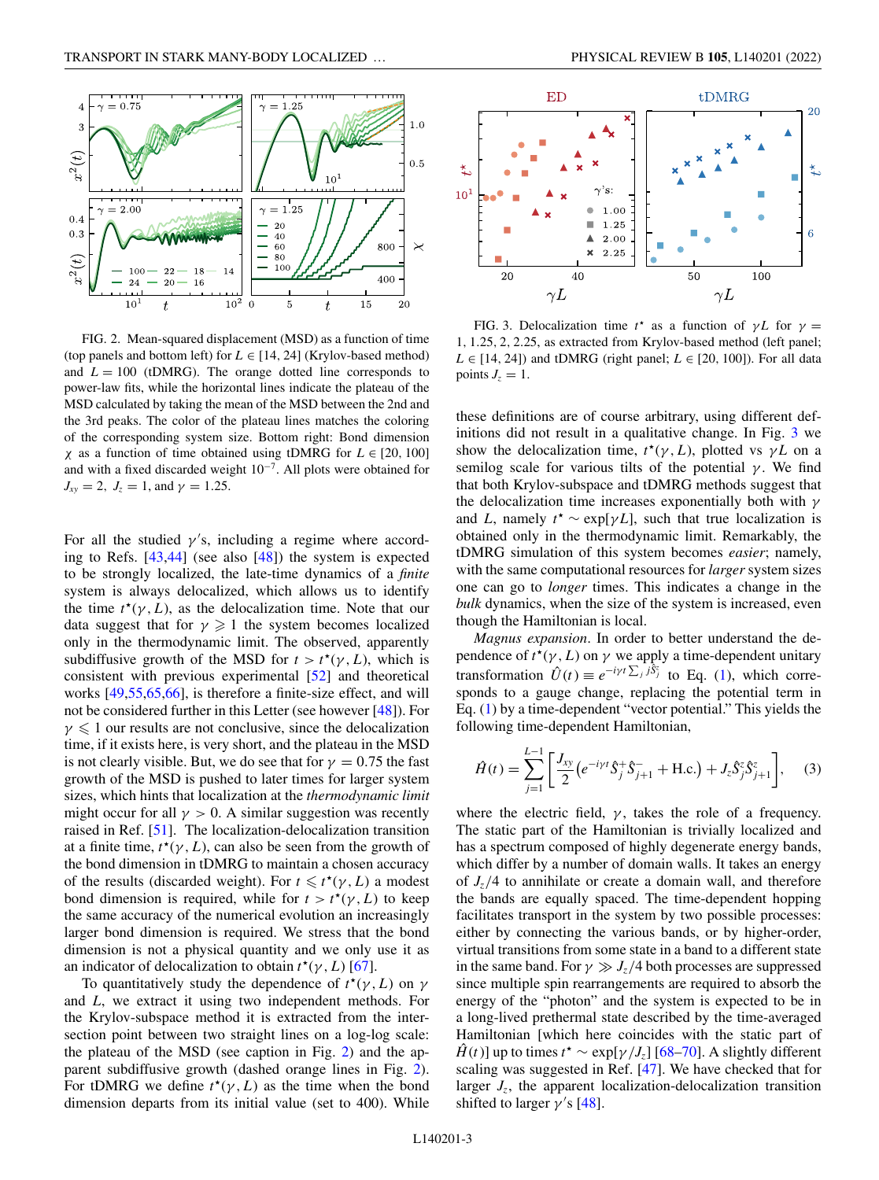FIG. 2. Mean-squared displacement (MSD) as a function of time (top panels and bottom left) for $L \in [14, 24]$ (Krylov-based method) and $L = 100$ (tDMRG). The orange dotted line corresponds to power-law fits, while the horizontal lines indicate the plateau of the MSD calculated by taking the mean of the MSD between the 2nd and the 3rd peaks. The color of the plateau lines matches the coloring of the corresponding system size. Bottom right: Bond dimension $\chi$ as a function of time obtained using tDMRG for $L \in [20, 100]$ and with a fixed discarded weight $10^{-7}$. All plots were obtained for $J_{xy} = 2,\ J_z = 1$, and $\gamma = 1.25$.

FIG. 3. Delocalization time $t^\star$ as a function of $\gamma L$ for $\gamma = 1, 1.25, 2, 2.25$, as extracted from Krylov-based method (left panel; $L \in [14, 24]$) and tDMRG (right panel; $L \in [20, 100]$). For all data points $J_z = 1$.

For all the studied $\gamma$'s, including a regime where according to Refs. [43,44] (see also [48]) the system is expected to be strongly localized, the late-time dynamics of a *finite* system is always delocalized, which allows us to identify the time $t^\star(\gamma, L)$, as the delocalization time. Note that our data suggest that for $\gamma \geqslant 1$ the system becomes localized only in the thermodynamic limit. The observed, apparently subdiffusive growth of the MSD for $t > t^\star(\gamma, L)$, which is consistent with previous experimental [52] and theoretical works [49,55,65,66], is therefore a finite-size effect, and will not be considered further in this Letter (see however [48]). For $\gamma \leqslant 1$ our results are not conclusive, since the delocalization time, if it exists here, is very short, and the plateau in the MSD is not clearly visible. But, we do see that for $\gamma = 0.75$ the fast growth of the MSD is pushed to later times for larger system sizes, which hints that localization at the *thermodynamic limit* might occur for all $\gamma > 0$. A similar suggestion was recently raised in Ref. [51]. The localization-delocalization transition at a finite time, $t^\star(\gamma, L)$, can also be seen from the growth of the bond dimension in tDMRG to maintain a chosen accuracy of the results (discarded weight). For $t \leqslant t^\star(\gamma, L)$ a modest bond dimension is required, while for $t > t^\star(\gamma, L)$ to keep the same accuracy of the numerical evolution an increasingly larger bond dimension is required. We stress that the bond dimension is not a physical quantity and we only use it as an indicator of delocalization to obtain $t^\star(\gamma, L)$ [67].

To quantitatively study the dependence of $t^\star(\gamma, L)$ on $\gamma$ and $L$, we extract it using two independent methods. For the Krylov-subspace method it is extracted from the intersection point between two straight lines on a log-log scale: the plateau of the MSD (see caption in Fig. 2) and the apparent subdiffusive growth (dashed orange lines in Fig. 2). For tDMRG we define $t^\star(\gamma, L)$ as the time when the bond dimension departs from its initial value (set to 400). While these definitions are of course arbitrary, using different definitions did not result in a qualitative change. In Fig. 3 we show the delocalization time, $t^\star(\gamma, L)$, plotted vs $\gamma L$ on a semilog scale for various tilts of the potential $\gamma$. We find that both Krylov-subspace and tDMRG methods suggest that the delocalization time increases exponentially both with $\gamma$ and $L$, namely $t^\star \sim \exp[\gamma L]$, such that true localization is obtained only in the thermodynamic limit. Remarkably, the tDMRG simulation of this system becomes *easier*; namely, with the same computational resources for *larger* system sizes one can go to *longer* times. This indicates a change in the *bulk* dynamics, when the size of the system is increased, even though the Hamiltonian is local.

*Magnus expansion.* In order to better understand the dependence of $t^\star(\gamma, L)$ on $\gamma$ we apply a time-dependent unitary transformation $\hat{U}(t) \equiv e^{-i\gamma t \sum_j j\hat{S}_j^z}$ to Eq. (1), which corresponds to a gauge change, replacing the potential term in Eq. (1) by a time-dependent "vector potential." This yields the following time-dependent Hamiltonian,

$$\hat{H}(t) = \sum_{j=1}^{L-1} \left[ \frac{J_{xy}}{2} \left( e^{-i\gamma t} \hat{S}_j^+ \hat{S}_{j+1}^- + \text{H.c.} \right) + J_z \hat{S}_j^z \hat{S}_{j+1}^z \right], \quad (3)$$

where the electric field, $\gamma$, takes the role of a frequency. The static part of the Hamiltonian is trivially localized and has a spectrum composed of highly degenerate energy bands, which differ by a number of domain walls. It takes an energy of $J_z/4$ to annihilate or create a domain wall, and therefore the bands are equally spaced. The time-dependent hopping facilitates transport in the system by two possible processes: either by connecting the various bands, or by higher-order, virtual transitions from some state in a band to a different state in the same band. For $\gamma \gg J_z/4$ both processes are suppressed since multiple spin rearrangements are required to absorb the energy of the "photon" and the system is expected to be in a long-lived prethermal state described by the time-averaged Hamiltonian [which here coincides with the static part of $\hat{H}(t)$] up to times $t^\star \sim \exp[\gamma/J_z]$ [68–70]. A slightly different scaling was suggested in Ref. [47]. We have checked that for larger $J_z$, the apparent localization-delocalization transition shifted to larger $\gamma$'s [48].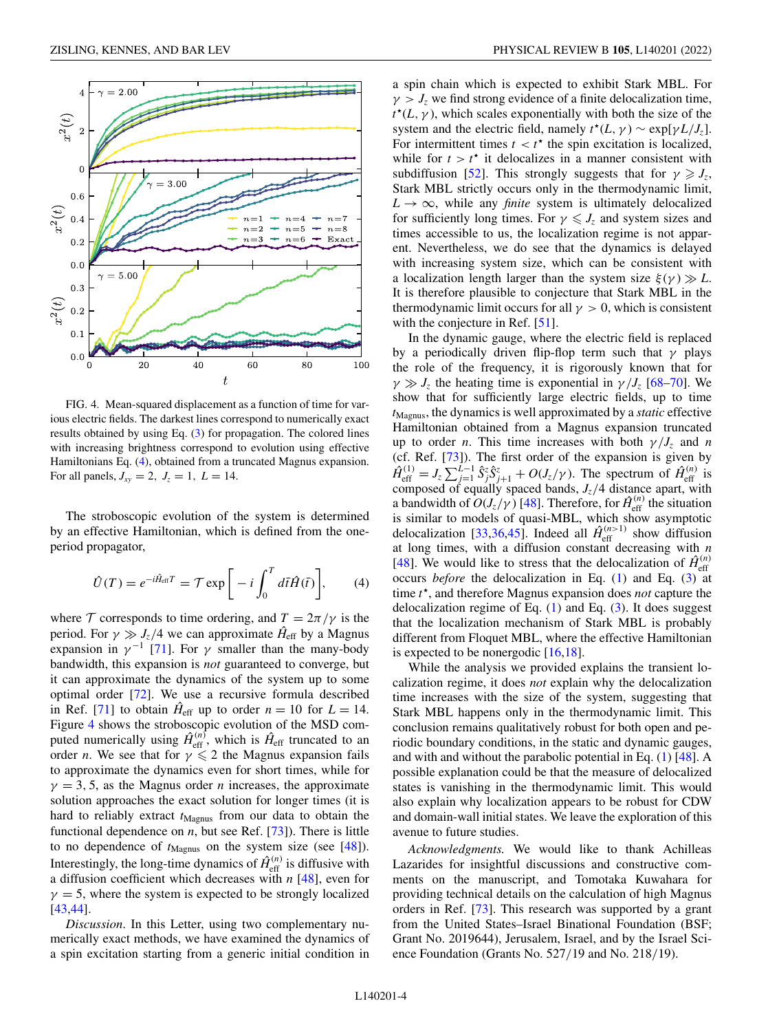FIG. 4. Mean-squared displacement as a function of time for various electric fields. The darkest lines correspond to numerically exact results obtained by using Eq. (3) for propagation. The colored lines with increasing brightness correspond to evolution using effective Hamiltonians Eq. (4), obtained from a truncated Magnus expansion. For all panels, $J_{xy} = 2,\ J_z = 1,\ L = 14$.

The stroboscopic evolution of the system is determined by an effective Hamiltonian, which is defined from the one-period propagator,

$$\hat{U}(T) = e^{-i\hat{H}_{\text{eff}}T} = \mathcal{T}\exp\left[-i\int_0^T d\tilde{t}\hat{H}(\tilde{t})\right], \tag{4}$$

where $\mathcal{T}$ corresponds to time ordering, and $T = 2\pi/\gamma$ is the period. For $\gamma \gg J_z/4$ we can approximate $\hat{H}_{\text{eff}}$ by a Magnus expansion in $\gamma^{-1}$ [71]. For $\gamma$ smaller than the many-body bandwidth, this expansion is *not* guaranteed to converge, but it can approximate the dynamics of the system up to some optimal order [72]. We use a recursive formula described in Ref. [71] to obtain $\hat{H}_{\text{eff}}$ up to order $n = 10$ for $L = 14$. Figure 4 shows the stroboscopic evolution of the MSD computed numerically using $\hat{H}_{\text{eff}}^{(n)}$, which is $\hat{H}_{\text{eff}}$ truncated to an order $n$. We see that for $\gamma \leqslant 2$ the Magnus expansion fails to approximate the dynamics even for short times, while for $\gamma = 3, 5$, as the Magnus order $n$ increases, the approximate solution approaches the exact solution for longer times (it is hard to reliably extract $t_{\text{Magnus}}$ from our data to obtain the functional dependence on $n$, but see Ref. [73]). There is little to no dependence of $t_{\text{Magnus}}$ on the system size (see [48]). Interestingly, the long-time dynamics of $\hat{H}_{\text{eff}}^{(n)}$ is diffusive with a diffusion coefficient which decreases with $n$ [48], even for $\gamma = 5$, where the system is expected to be strongly localized [43,44].

*Discussion.* In this Letter, using two complementary numerically exact methods, we have examined the dynamics of a spin excitation starting from a generic initial condition in a spin chain which is expected to exhibit Stark MBL. For $\gamma > J_z$ we find strong evidence of a finite delocalization time, $t^\star(L, \gamma)$, which scales exponentially with both the size of the system and the electric field, namely $t^\star(L, \gamma) \sim \exp[\gamma L/J_z]$. For intermittent times $t < t^\star$ the spin excitation is localized, while for $t > t^\star$ it delocalizes in a manner consistent with subdiffusion [52]. This strongly suggests that for $\gamma \geqslant J_z$, Stark MBL strictly occurs only in the thermodynamic limit, $L \to \infty$, while any *finite* system is ultimately delocalized for sufficiently long times. For $\gamma \leqslant J_z$ and system sizes and times accessible to us, the localization regime is not apparent. Nevertheless, we do see that the dynamics is delayed with increasing system size, which can be consistent with a localization length larger than the system size $\xi(\gamma) \gg L$. It is therefore plausible to conjecture that Stark MBL in the thermodynamic limit occurs for all $\gamma > 0$, which is consistent with the conjecture in Ref. [51].

In the dynamic gauge, where the electric field is replaced by a periodically driven flip-flop term such that $\gamma$ plays the role of the frequency, it is rigorously known that for $\gamma \gg J_z$ the heating time is exponential in $\gamma/J_z$ [68–70]. We show that for sufficiently large electric fields, up to time $t_{\text{Magnus}}$, the dynamics is well approximated by a *static* effective Hamiltonian obtained from a Magnus expansion truncated up to order $n$. This time increases with both $\gamma/J_z$ and $n$ (cf. Ref. [73]). The first order of the expansion is given by $\hat{H}_{\text{eff}}^{(1)} = J_z\sum_{j=1}^{L-1}\hat{S}_j^z\hat{S}_{j+1}^z + O(J_z/\gamma)$. The spectrum of $\hat{H}_{\text{eff}}^{(n)}$ is composed of equally spaced bands, $J_z/4$ distance apart, with a bandwidth of $O(J_z/\gamma)$ [48]. Therefore, for $\hat{H}_{\text{eff}}^{(n)}$ the situation is similar to models of quasi-MBL, which show asymptotic delocalization [33,36,45]. Indeed all $\hat{H}_{\text{eff}}^{(n>1)}$ show diffusion at long times, with a diffusion constant decreasing with $n$ [48]. We would like to stress that the delocalization of $\hat{H}_{\text{eff}}^{(n)}$ occurs *before* the delocalization in Eq. (1) and Eq. (3) at time $t^\star$, and therefore Magnus expansion does *not* capture the delocalization regime of Eq. (1) and Eq. (3). It does suggest that the localization mechanism of Stark MBL is probably different from Floquet MBL, where the effective Hamiltonian is expected to be nonergodic [16,18].

While the analysis we provided explains the transient localization regime, it does *not* explain why the delocalization time increases with the size of the system, suggesting that Stark MBL happens only in the thermodynamic limit. This conclusion remains qualitatively robust for both open and periodic boundary conditions, in the static and dynamic gauges, and with and without the parabolic potential in Eq. (1) [48]. A possible explanation could be that the measure of delocalized states is vanishing in the thermodynamic limit. This would also explain why localization appears to be robust for CDW and domain-wall initial states. We leave the exploration of this avenue to future studies.

*Acknowledgments.* We would like to thank Achilleas Lazarides for insightful discussions and constructive comments on the manuscript, and Tomotaka Kuwahara for providing technical details on the calculation of high Magnus orders in Ref. [73]. This research was supported by a grant from the United States–Israel Binational Foundation (BSF; Grant No. 2019644), Jerusalem, Israel, and by the Israel Science Foundation (Grants No. 527/19 and No. 218/19).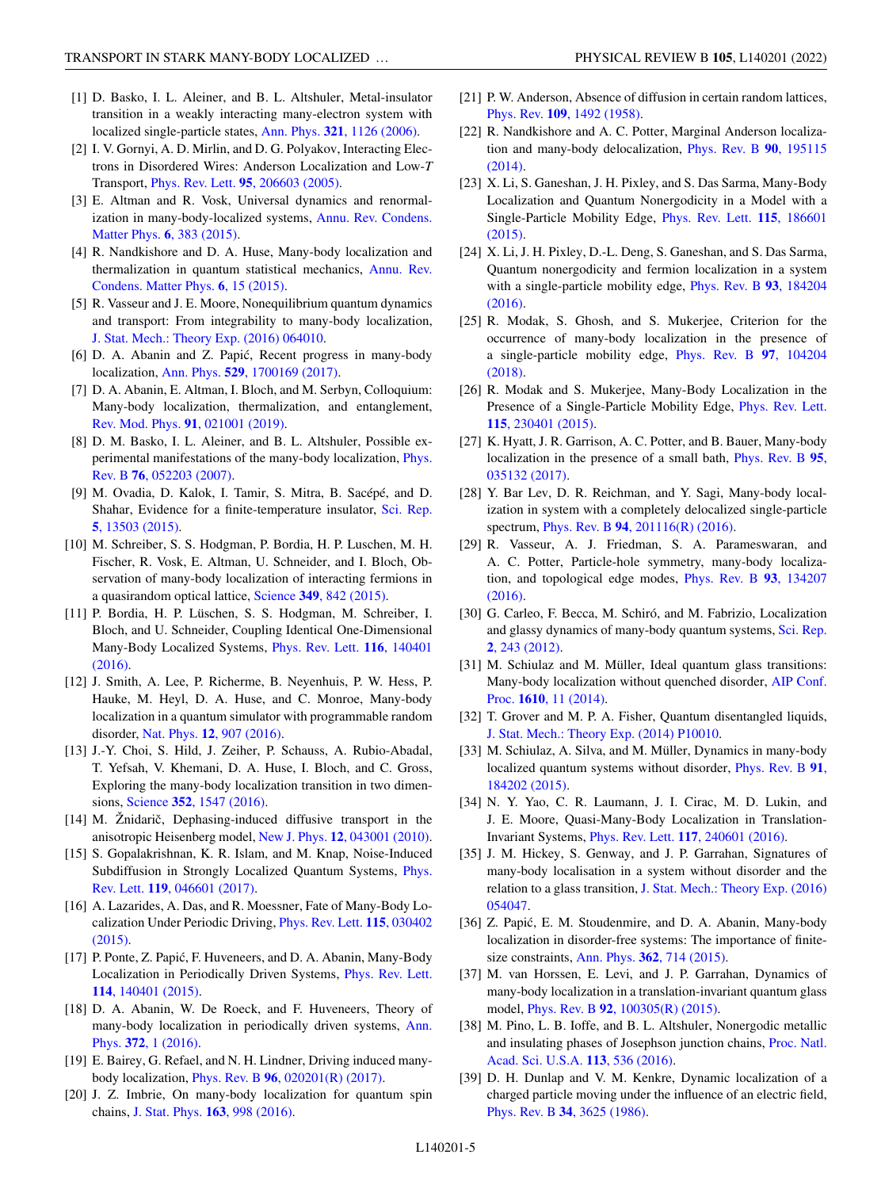[1] D. Basko, I. L. Aleiner, and B. L. Altshuler, Metal-insulator transition in a weakly interacting many-electron system with localized single-particle states, Ann. Phys. **321**, 1126 (2006).

[2] I. V. Gornyi, A. D. Mirlin, and D. G. Polyakov, Interacting Electrons in Disordered Wires: Anderson Localization and Low-$T$ Transport, Phys. Rev. Lett. **95**, 206603 (2005).

[3] E. Altman and R. Vosk, Universal dynamics and renormalization in many-body-localized systems, Annu. Rev. Condens. Matter Phys. **6**, 383 (2015).

[4] R. Nandkishore and D. A. Huse, Many-body localization and thermalization in quantum statistical mechanics, Annu. Rev. Condens. Matter Phys. **6**, 15 (2015).

[5] R. Vasseur and J. E. Moore, Nonequilibrium quantum dynamics and transport: From integrability to many-body localization, J. Stat. Mech.: Theory Exp. (2016) 064010.

[6] D. A. Abanin and Z. Papić, Recent progress in many-body localization, Ann. Phys. **529**, 1700169 (2017).

[7] D. A. Abanin, E. Altman, I. Bloch, and M. Serbyn, Colloquium: Many-body localization, thermalization, and entanglement, Rev. Mod. Phys. **91**, 021001 (2019).

[8] D. M. Basko, I. L. Aleiner, and B. L. Altshuler, Possible experimental manifestations of the many-body localization, Phys. Rev. B **76**, 052203 (2007).

[9] M. Ovadia, D. Kalok, I. Tamir, S. Mitra, B. Sacépé, and D. Shahar, Evidence for a finite-temperature insulator, Sci. Rep. **5**, 13503 (2015).

[10] M. Schreiber, S. S. Hodgman, P. Bordia, H. P. Luschen, M. H. Fischer, R. Vosk, E. Altman, U. Schneider, and I. Bloch, Observation of many-body localization of interacting fermions in a quasirandom optical lattice, Science **349**, 842 (2015).

[11] P. Bordia, H. P. Lüschen, S. S. Hodgman, M. Schreiber, I. Bloch, and U. Schneider, Coupling Identical One-Dimensional Many-Body Localized Systems, Phys. Rev. Lett. **116**, 140401 (2016).

[12] J. Smith, A. Lee, P. Richerme, B. Neyenhuis, P. W. Hess, P. Hauke, M. Heyl, D. A. Huse, and C. Monroe, Many-body localization in a quantum simulator with programmable random disorder, Nat. Phys. **12**, 907 (2016).

[13] J.-Y. Choi, S. Hild, J. Zeiher, P. Schauss, A. Rubio-Abadal, T. Yefsah, V. Khemani, D. A. Huse, I. Bloch, and C. Gross, Exploring the many-body localization transition in two dimensions, Science **352**, 1547 (2016).

[14] M. Žnidarič, Dephasing-induced diffusive transport in the anisotropic Heisenberg model, New J. Phys. **12**, 043001 (2010).

[15] S. Gopalakrishnan, K. R. Islam, and M. Knap, Noise-Induced Subdiffusion in Strongly Localized Quantum Systems, Phys. Rev. Lett. **119**, 046601 (2017).

[16] A. Lazarides, A. Das, and R. Moessner, Fate of Many-Body Localization Under Periodic Driving, Phys. Rev. Lett. **115**, 030402 (2015).

[17] P. Ponte, Z. Papić, F. Huveneers, and D. A. Abanin, Many-Body Localization in Periodically Driven Systems, Phys. Rev. Lett. **114**, 140401 (2015).

[18] D. A. Abanin, W. De Roeck, and F. Huveneers, Theory of many-body localization in periodically driven systems, Ann. Phys. **372**, 1 (2016).

[19] E. Bairey, G. Refael, and N. H. Lindner, Driving induced many-body localization, Phys. Rev. B **96**, 020201(R) (2017).

[20] J. Z. Imbrie, On many-body localization for quantum spin chains, J. Stat. Phys. **163**, 998 (2016).

[21] P. W. Anderson, Absence of diffusion in certain random lattices, Phys. Rev. **109**, 1492 (1958).

[22] R. Nandkishore and A. C. Potter, Marginal Anderson localization and many-body delocalization, Phys. Rev. B **90**, 195115 (2014).

[23] X. Li, S. Ganeshan, J. H. Pixley, and S. Das Sarma, Many-Body Localization and Quantum Nonergodicity in a Model with a Single-Particle Mobility Edge, Phys. Rev. Lett. **115**, 186601 (2015).

[24] X. Li, J. H. Pixley, D.-L. Deng, S. Ganeshan, and S. Das Sarma, Quantum nonergodicity and fermion localization in a system with a single-particle mobility edge, Phys. Rev. B **93**, 184204 (2016).

[25] R. Modak, S. Ghosh, and S. Mukerjee, Criterion for the occurrence of many-body localization in the presence of a single-particle mobility edge, Phys. Rev. B **97**, 104204 (2018).

[26] R. Modak and S. Mukerjee, Many-Body Localization in the Presence of a Single-Particle Mobility Edge, Phys. Rev. Lett. **115**, 230401 (2015).

[27] K. Hyatt, J. R. Garrison, A. C. Potter, and B. Bauer, Many-body localization in the presence of a small bath, Phys. Rev. B **95**, 035132 (2017).

[28] Y. Bar Lev, D. R. Reichman, and Y. Sagi, Many-body localization in system with a completely delocalized single-particle spectrum, Phys. Rev. B **94**, 201116(R) (2016).

[29] R. Vasseur, A. J. Friedman, S. A. Parameswaran, and A. C. Potter, Particle-hole symmetry, many-body localization, and topological edge modes, Phys. Rev. B **93**, 134207 (2016).

[30] G. Carleo, F. Becca, M. Schiró, and M. Fabrizio, Localization and glassy dynamics of many-body quantum systems, Sci. Rep. **2**, 243 (2012).

[31] M. Schiulaz and M. Müller, Ideal quantum glass transitions: Many-body localization without quenched disorder, AIP Conf. Proc. **1610**, 11 (2014).

[32] T. Grover and M. P. A. Fisher, Quantum disentangled liquids, J. Stat. Mech.: Theory Exp. (2014) P10010.

[33] M. Schiulaz, A. Silva, and M. Müller, Dynamics in many-body localized quantum systems without disorder, Phys. Rev. B **91**, 184202 (2015).

[34] N. Y. Yao, C. R. Laumann, J. I. Cirac, M. D. Lukin, and J. E. Moore, Quasi-Many-Body Localization in Translation-Invariant Systems, Phys. Rev. Lett. **117**, 240601 (2016).

[35] J. M. Hickey, S. Genway, and J. P. Garrahan, Signatures of many-body localisation in a system without disorder and the relation to a glass transition, J. Stat. Mech.: Theory Exp. (2016) 054047.

[36] Z. Papić, E. M. Stoudenmire, and D. A. Abanin, Many-body localization in disorder-free systems: The importance of finite-size constraints, Ann. Phys. **362**, 714 (2015).

[37] M. van Horssen, E. Levi, and J. P. Garrahan, Dynamics of many-body localization in a translation-invariant quantum glass model, Phys. Rev. B **92**, 100305(R) (2015).

[38] M. Pino, L. B. Ioffe, and B. L. Altshuler, Nonergodic metallic and insulating phases of Josephson junction chains, Proc. Natl. Acad. Sci. U.S.A. **113**, 536 (2016).

[39] D. H. Dunlap and V. M. Kenkre, Dynamic localization of a charged particle moving under the influence of an electric field, Phys. Rev. B **34**, 3625 (1986).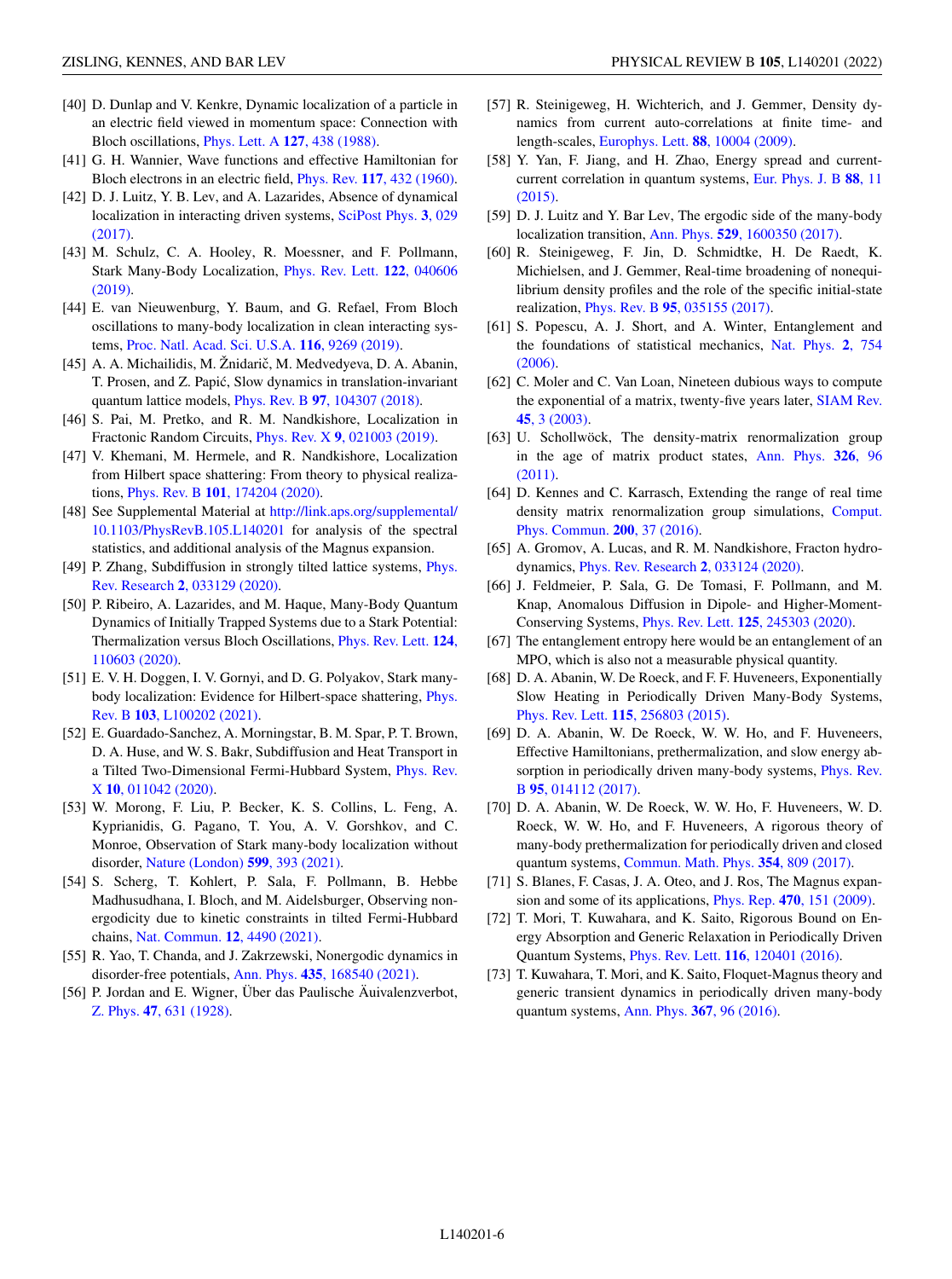[40] D. Dunlap and V. Kenkre, Dynamic localization of a particle in an electric field viewed in momentum space: Connection with Bloch oscillations, Phys. Lett. A **127**, 438 (1988).

[41] G. H. Wannier, Wave functions and effective Hamiltonian for Bloch electrons in an electric field, Phys. Rev. **117**, 432 (1960).

[42] D. J. Luitz, Y. B. Lev, and A. Lazarides, Absence of dynamical localization in interacting driven systems, SciPost Phys. **3**, 029 (2017).

[43] M. Schulz, C. A. Hooley, R. Moessner, and F. Pollmann, Stark Many-Body Localization, Phys. Rev. Lett. **122**, 040606 (2019).

[44] E. van Nieuwenburg, Y. Baum, and G. Refael, From Bloch oscillations to many-body localization in clean interacting systems, Proc. Natl. Acad. Sci. U.S.A. **116**, 9269 (2019).

[45] A. A. Michailidis, M. Žnidarič, M. Medvedyeva, D. A. Abanin, T. Prosen, and Z. Papić, Slow dynamics in translation-invariant quantum lattice models, Phys. Rev. B **97**, 104307 (2018).

[46] S. Pai, M. Pretko, and R. M. Nandkishore, Localization in Fractonic Random Circuits, Phys. Rev. X **9**, 021003 (2019).

[47] V. Khemani, M. Hermele, and R. Nandkishore, Localization from Hilbert space shattering: From theory to physical realizations, Phys. Rev. B **101**, 174204 (2020).

[48] See Supplemental Material at http://link.aps.org/supplemental/10.1103/PhysRevB.105.L140201 for analysis of the spectral statistics, and additional analysis of the Magnus expansion.

[49] P. Zhang, Subdiffusion in strongly tilted lattice systems, Phys. Rev. Research **2**, 033129 (2020).

[50] P. Ribeiro, A. Lazarides, and M. Haque, Many-Body Quantum Dynamics of Initially Trapped Systems due to a Stark Potential: Thermalization versus Bloch Oscillations, Phys. Rev. Lett. **124**, 110603 (2020).

[51] E. V. H. Doggen, I. V. Gornyi, and D. G. Polyakov, Stark many-body localization: Evidence for Hilbert-space shattering, Phys. Rev. B **103**, L100202 (2021).

[52] E. Guardado-Sanchez, A. Morningstar, B. M. Spar, P. T. Brown, D. A. Huse, and W. S. Bakr, Subdiffusion and Heat Transport in a Tilted Two-Dimensional Fermi-Hubbard System, Phys. Rev. X **10**, 011042 (2020).

[53] W. Morong, F. Liu, P. Becker, K. S. Collins, L. Feng, A. Kyprianidis, G. Pagano, T. You, A. V. Gorshkov, and C. Monroe, Observation of Stark many-body localization without disorder, Nature (London) **599**, 393 (2021).

[54] S. Scherg, T. Kohlert, P. Sala, F. Pollmann, B. Hebbe Madhusudhana, I. Bloch, and M. Aidelsburger, Observing non-ergodicity due to kinetic constraints in tilted Fermi-Hubbard chains, Nat. Commun. **12**, 4490 (2021).

[55] R. Yao, T. Chanda, and J. Zakrzewski, Nonergodic dynamics in disorder-free potentials, Ann. Phys. **435**, 168540 (2021).

[56] P. Jordan and E. Wigner, Über das Paulische Äuivalenzverbot, Z. Phys. **47**, 631 (1928).

[57] R. Steinigeweg, H. Wichterich, and J. Gemmer, Density dynamics from current auto-correlations at finite time- and length-scales, Europhys. Lett. **88**, 10004 (2009).

[58] Y. Yan, F. Jiang, and H. Zhao, Energy spread and current-current correlation in quantum systems, Eur. Phys. J. B **88**, 11 (2015).

[59] D. J. Luitz and Y. Bar Lev, The ergodic side of the many-body localization transition, Ann. Phys. **529**, 1600350 (2017).

[60] R. Steinigeweg, F. Jin, D. Schmidtke, H. De Raedt, K. Michielsen, and J. Gemmer, Real-time broadening of nonequilibrium density profiles and the role of the specific initial-state realization, Phys. Rev. B **95**, 035155 (2017).

[61] S. Popescu, A. J. Short, and A. Winter, Entanglement and the foundations of statistical mechanics, Nat. Phys. **2**, 754 (2006).

[62] C. Moler and C. Van Loan, Nineteen dubious ways to compute the exponential of a matrix, twenty-five years later, SIAM Rev. **45**, 3 (2003).

[63] U. Schollwöck, The density-matrix renormalization group in the age of matrix product states, Ann. Phys. **326**, 96 (2011).

[64] D. Kennes and C. Karrasch, Extending the range of real time density matrix renormalization group simulations, Comput. Phys. Commun. **200**, 37 (2016).

[65] A. Gromov, A. Lucas, and R. M. Nandkishore, Fracton hydrodynamics, Phys. Rev. Research **2**, 033124 (2020).

[66] J. Feldmeier, P. Sala, G. De Tomasi, F. Pollmann, and M. Knap, Anomalous Diffusion in Dipole- and Higher-Moment-Conserving Systems, Phys. Rev. Lett. **125**, 245303 (2020).

[67] The entanglement entropy here would be an entanglement of an MPO, which is also not a measurable physical quantity.

[68] D. A. Abanin, W. De Roeck, and F. F. Huveneers, Exponentially Slow Heating in Periodically Driven Many-Body Systems, Phys. Rev. Lett. **115**, 256803 (2015).

[69] D. A. Abanin, W. De Roeck, W. W. Ho, and F. Huveneers, Effective Hamiltonians, prethermalization, and slow energy absorption in periodically driven many-body systems, Phys. Rev. B **95**, 014112 (2017).

[70] D. A. Abanin, W. De Roeck, W. W. Ho, F. Huveneers, W. D. Roeck, W. W. Ho, and F. Huveneers, A rigorous theory of many-body prethermalization for periodically driven and closed quantum systems, Commun. Math. Phys. **354**, 809 (2017).

[71] S. Blanes, F. Casas, J. A. Oteo, and J. Ros, The Magnus expansion and some of its applications, Phys. Rep. **470**, 151 (2009).

[72] T. Mori, T. Kuwahara, and K. Saito, Rigorous Bound on Energy Absorption and Generic Relaxation in Periodically Driven Quantum Systems, Phys. Rev. Lett. **116**, 120401 (2016).

[73] T. Kuwahara, T. Mori, and K. Saito, Floquet-Magnus theory and generic transient dynamics in periodically driven many-body quantum systems, Ann. Phys. **367**, 96 (2016).